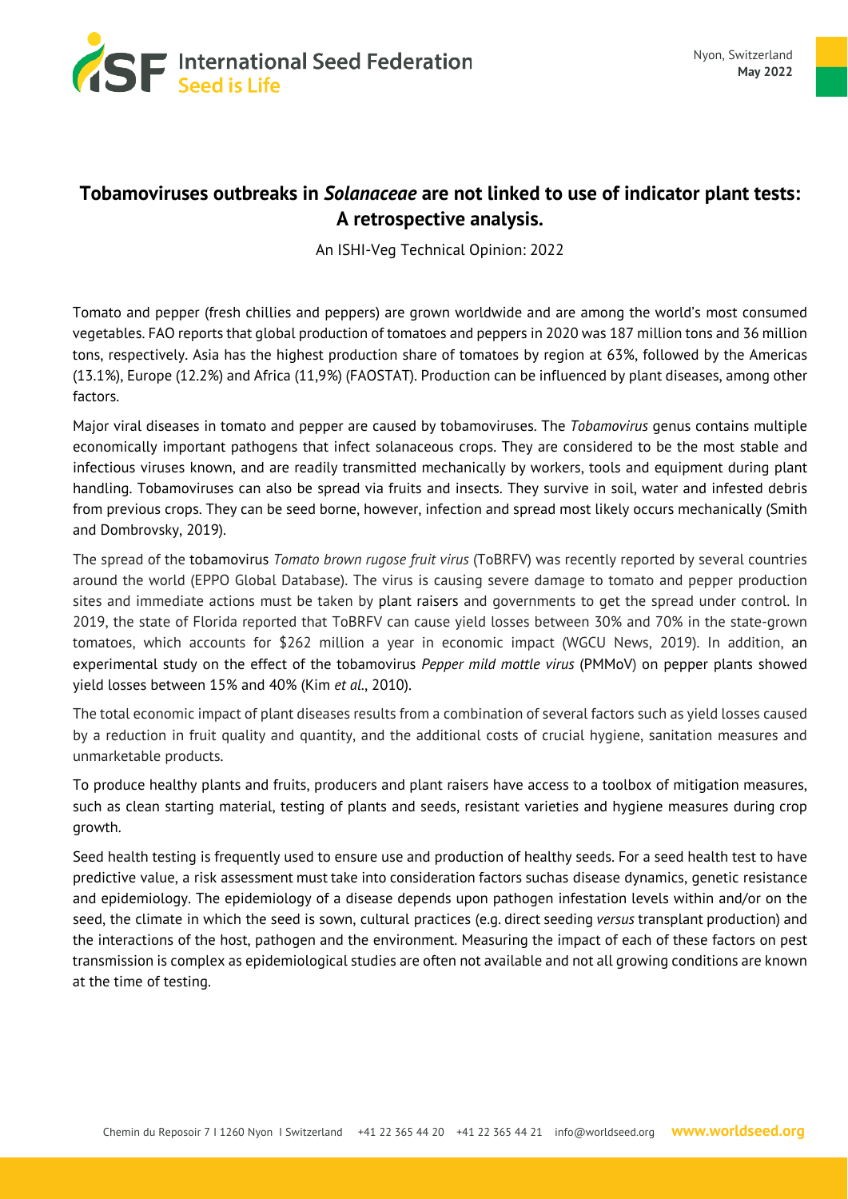# Tobamoviruses outbreaks in *Solanaceae* are not linked to use of indicator plant tests: A retrospective analysis.

An ISHI-Veg Technical Opinion: 2022

Tomato and pepper (fresh chillies and peppers) are grown worldwide and are among the world's most consumed vegetables. FAO reports that global production of tomatoes and peppers in 2020 was 187 million tons and 36 million tons, respectively. Asia has the highest production share of tomatoes by region at 63%, followed by the Americas (13.1%), Europe (12.2%) and Africa (11,9%) (FAOSTAT). Production can be influenced by plant diseases, among other factors.

Major viral diseases in tomato and pepper are caused by tobamoviruses. The *Tobamovirus* genus contains multiple economically important pathogens that infect solanaceous crops. They are considered to be the most stable and infectious viruses known, and are readily transmitted mechanically by workers, tools and equipment during plant handling. Tobamoviruses can also be spread via fruits and insects. They survive in soil, water and infested debris from previous crops. They can be seed borne, however, infection and spread most likely occurs mechanically (Smith and Dombrovsky, 2019).

The spread of the tobamovirus *Tomato brown rugose fruit virus* (ToBRFV) was recently reported by several countries around the world (EPPO Global Database). The virus is causing severe damage to tomato and pepper production sites and immediate actions must be taken by plant raisers and governments to get the spread under control. In 2019, the state of Florida reported that ToBRFV can cause yield losses between 30% and 70% in the state-grown tomatoes, which accounts for $262 million a year in economic impact (WGCU News, 2019). In addition, an experimental study on the effect of the tobamovirus *Pepper mild mottle virus* (PMMoV) on pepper plants showed yield losses between 15% and 40% (Kim *et al*., 2010).

The total economic impact of plant diseases results from a combination of several factors such as yield losses caused by a reduction in fruit quality and quantity, and the additional costs of crucial hygiene, sanitation measures and unmarketable products.

To produce healthy plants and fruits, producers and plant raisers have access to a toolbox of mitigation measures, such as clean starting material, testing of plants and seeds, resistant varieties and hygiene measures during crop growth.

Seed health testing is frequently used to ensure use and production of healthy seeds. For a seed health test to have predictive value, a risk assessment must take into consideration factors suchas disease dynamics, genetic resistance and epidemiology. The epidemiology of a disease depends upon pathogen infestation levels within and/or on the seed, the climate in which the seed is sown, cultural practices (e.g. direct seeding *versus* transplant production) and the interactions of the host, pathogen and the environment. Measuring the impact of each of these factors on pest transmission is complex as epidemiological studies are often not available and not all growing conditions are known at the time of testing.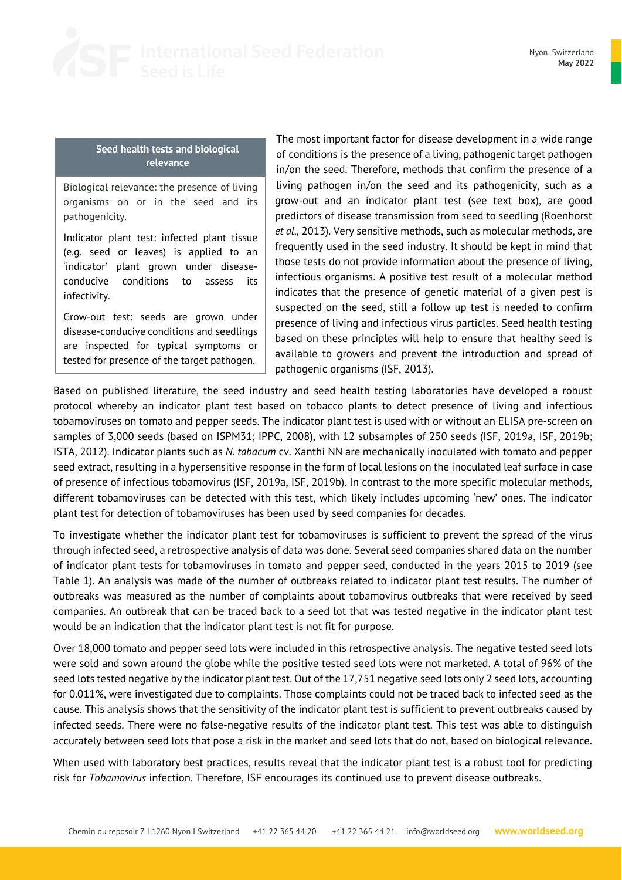> **Seed health tests and biological relevance**
>
> Biological relevance: the presence of living organisms on or in the seed and its pathogenicity.
>
> Indicator plant test: infected plant tissue (e.g. seed or leaves) is applied to an 'indicator' plant grown under disease-conducive conditions to assess its infectivity.
>
> Grow-out test: seeds are grown under disease-conducive conditions and seedlings are inspected for typical symptoms or tested for presence of the target pathogen.

The most important factor for disease development in a wide range of conditions is the presence of a living, pathogenic target pathogen in/on the seed. Therefore, methods that confirm the presence of a living pathogen in/on the seed and its pathogenicity, such as a grow-out and an indicator plant test (see text box), are good predictors of disease transmission from seed to seedling (Roenhorst *et al*., 2013). Very sensitive methods, such as molecular methods, are frequently used in the seed industry. It should be kept in mind that those tests do not provide information about the presence of living, infectious organisms. A positive test result of a molecular method indicates that the presence of genetic material of a given pest is suspected on the seed, still a follow up test is needed to confirm presence of living and infectious virus particles. Seed health testing based on these principles will help to ensure that healthy seed is available to growers and prevent the introduction and spread of pathogenic organisms (ISF, 2013).

Based on published literature, the seed industry and seed health testing laboratories have developed a robust protocol whereby an indicator plant test based on tobacco plants to detect presence of living and infectious tobamoviruses on tomato and pepper seeds. The indicator plant test is used with or without an ELISA pre-screen on samples of 3,000 seeds (based on ISPM31; IPPC, 2008), with 12 subsamples of 250 seeds (ISF, 2019a, ISF, 2019b; ISTA, 2012). Indicator plants such as *N. tabacum* cv. Xanthi NN are mechanically inoculated with tomato and pepper seed extract, resulting in a hypersensitive response in the form of local lesions on the inoculated leaf surface in case of presence of infectious tobamovirus (ISF, 2019a, ISF, 2019b). In contrast to the more specific molecular methods, different tobamoviruses can be detected with this test, which likely includes upcoming 'new' ones. The indicator plant test for detection of tobamoviruses has been used by seed companies for decades.

To investigate whether the indicator plant test for tobamoviruses is sufficient to prevent the spread of the virus through infected seed, a retrospective analysis of data was done. Several seed companies shared data on the number of indicator plant tests for tobamoviruses in tomato and pepper seed, conducted in the years 2015 to 2019 (see Table 1). An analysis was made of the number of outbreaks related to indicator plant test results. The number of outbreaks was measured as the number of complaints about tobamovirus outbreaks that were received by seed companies. An outbreak that can be traced back to a seed lot that was tested negative in the indicator plant test would be an indication that the indicator plant test is not fit for purpose.

Over 18,000 tomato and pepper seed lots were included in this retrospective analysis. The negative tested seed lots were sold and sown around the globe while the positive tested seed lots were not marketed. A total of 96% of the seed lots tested negative by the indicator plant test. Out of the 17,751 negative seed lots only 2 seed lots, accounting for 0.011%, were investigated due to complaints. Those complaints could not be traced back to infected seed as the cause. This analysis shows that the sensitivity of the indicator plant test is sufficient to prevent outbreaks caused by infected seeds. There were no false-negative results of the indicator plant test. This test was able to distinguish accurately between seed lots that pose a risk in the market and seed lots that do not, based on biological relevance.

When used with laboratory best practices, results reveal that the indicator plant test is a robust tool for predicting risk for *Tobamovirus* infection. Therefore, ISF encourages its continued use to prevent disease outbreaks.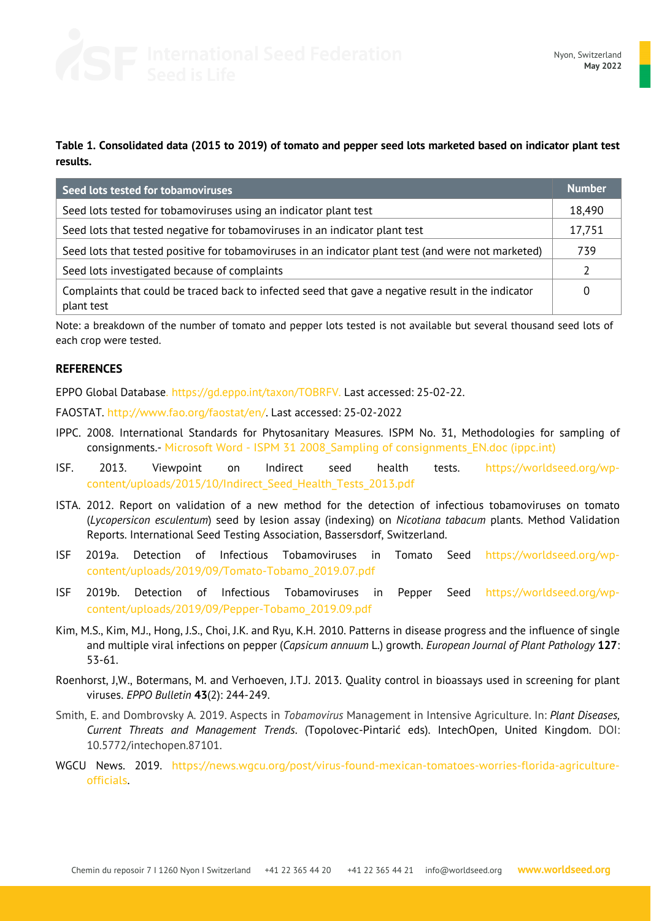**Table 1. Consolidated data (2015 to 2019) of tomato and pepper seed lots marketed based on indicator plant test results.**

| Seed lots tested for tobamoviruses | Number |
|---|---|
| Seed lots tested for tobamoviruses using an indicator plant test | 18,490 |
| Seed lots that tested negative for tobamoviruses in an indicator plant test | 17,751 |
| Seed lots that tested positive for tobamoviruses in an indicator plant test (and were not marketed) | 739 |
| Seed lots investigated because of complaints | 2 |
| Complaints that could be traced back to infected seed that gave a negative result in the indicator plant test | 0 |

Note: a breakdown of the number of tomato and pepper lots tested is not available but several thousand seed lots of each crop were tested.

## REFERENCES

EPPO Global Database. https://gd.eppo.int/taxon/TOBRFV. Last accessed: 25-02-22.

FAOSTAT. http://www.fao.org/faostat/en/. Last accessed: 25-02-2022

IPPC. 2008. International Standards for Phytosanitary Measures. ISPM No. 31, Methodologies for sampling of consignments.- Microsoft Word - ISPM 31 2008_Sampling of consignments_EN.doc (ippc.int)

ISF. 2013. Viewpoint on Indirect seed health tests. https://worldseed.org/wp-content/uploads/2015/10/Indirect_Seed_Health_Tests_2013.pdf

ISTA. 2012. Report on validation of a new method for the detection of infectious tobamoviruses on tomato (*Lycopersicon esculentum*) seed by lesion assay (indexing) on *Nicotiana tabacum* plants. Method Validation Reports. International Seed Testing Association, Bassersdorf, Switzerland.

ISF 2019a. Detection of Infectious Tobamoviruses in Tomato Seed https://worldseed.org/wp-content/uploads/2019/09/Tomato-Tobamo_2019.07.pdf

ISF 2019b. Detection of Infectious Tobamoviruses in Pepper Seed https://worldseed.org/wp-content/uploads/2019/09/Pepper-Tobamo_2019.09.pdf

Kim, M.S., Kim, MJ., Hong, J.S., Choi, J.K. and Ryu, K.H. 2010. Patterns in disease progress and the influence of single and multiple viral infections on pepper (*Capsicum annuum* L.) growth. *European Journal of Plant Pathology* **127**: 53-61.

Roenhorst, J,W., Botermans, M. and Verhoeven, J.T.J. 2013. Quality control in bioassays used in screening for plant viruses. *EPPO Bulletin* **43**(2): 244-249.

Smith, E. and Dombrovsky A. 2019. Aspects in *Tobamovirus* Management in Intensive Agriculture. In: *Plant Diseases, Current Threats and Management Trends*. (Topolovec-Pintarić eds). IntechOpen, United Kingdom. DOI: 10.5772/intechopen.87101.

WGCU News. 2019. https://news.wgcu.org/post/virus-found-mexican-tomatoes-worries-florida-agriculture-officials.